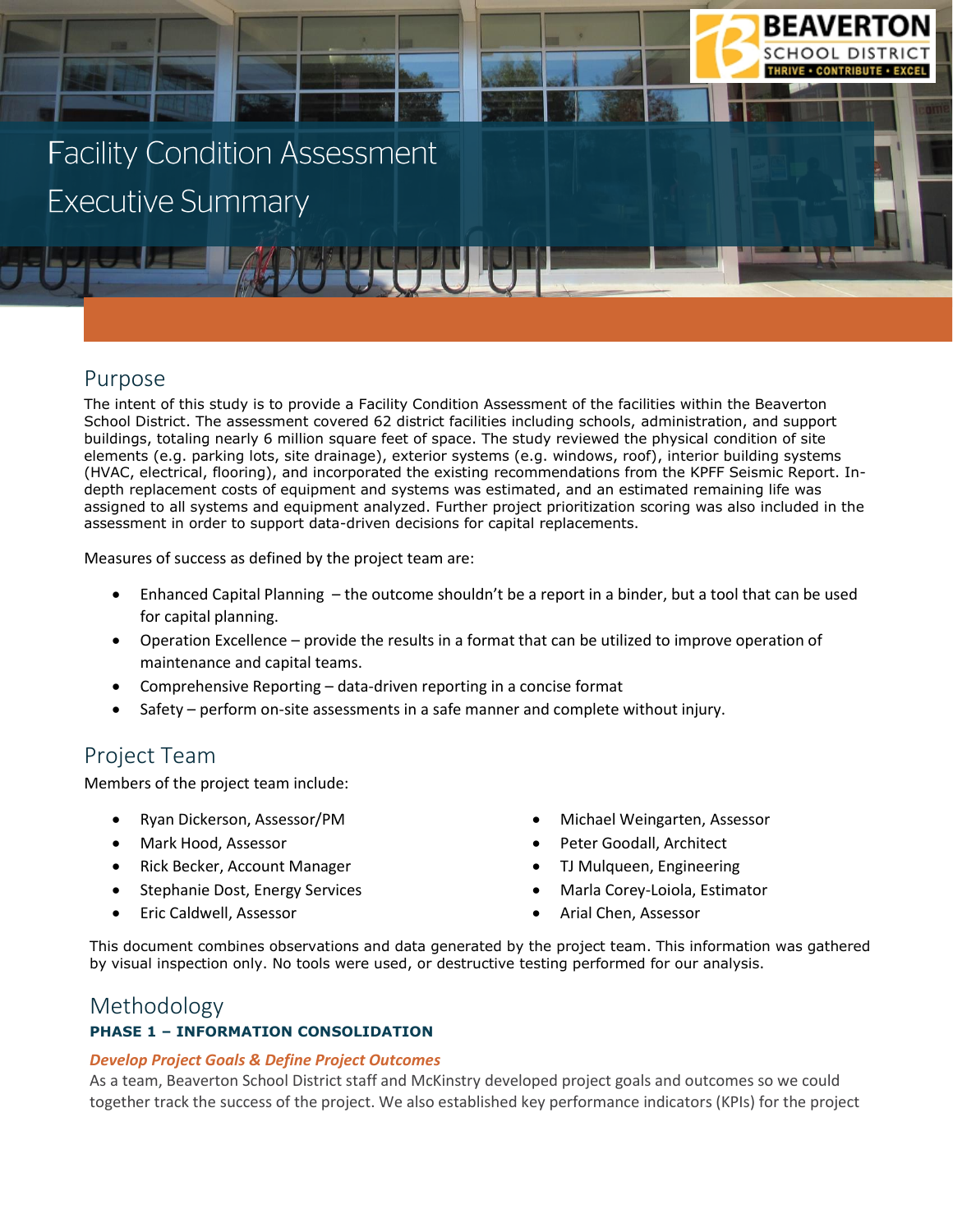# Facility Condition Assessment Executive Summary

## Purpose

The intent of this study is to provide a Facility Condition Assessment of the facilities within the Beaverton School District. The assessment covered 62 district facilities including schools, administration, and support buildings, totaling nearly 6 million square feet of space. The study reviewed the physical condition of site elements (e.g. parking lots, site drainage), exterior systems (e.g. windows, roof), interior building systems (HVAC, electrical, flooring), and incorporated the existing recommendations from the KPFF Seismic Report. In-depth replacement costs of equipment and systems was estimated, and an estimated remaining life was assigned to all systems and equipment analyzed. Further project prioritization scoring was also included in the assessment in order to support data-driven decisions for capital replacements.

Measures of success as defined by the project team are:

- Enhanced Capital Planning – the outcome shouldn't be a report in a binder, but a tool that can be used for capital planning.
- Operation Excellence – provide the results in a format that can be utilized to improve operation of maintenance and capital teams.
- Comprehensive Reporting – data-driven reporting in a concise format
- Safety – perform on-site assessments in a safe manner and complete without injury.

## Project Team

Members of the project team include:

- Ryan Dickerson, Assessor/PM
- Mark Hood, Assessor
- Rick Becker, Account Manager
- Stephanie Dost, Energy Services
- Eric Caldwell, Assessor
- Michael Weingarten, Assessor
- Peter Goodall, Architect
- TJ Mulqueen, Engineering
- Marla Corey-Loiola, Estimator
- Arial Chen, Assessor

This document combines observations and data generated by the project team. This information was gathered by visual inspection only. No tools were used, or destructive testing performed for our analysis.

## Methodology

### PHASE 1 – INFORMATION CONSOLIDATION

#### *Develop Project Goals & Define Project Outcomes*

As a team, Beaverton School District staff and McKinstry developed project goals and outcomes so we could together track the success of the project. We also established key performance indicators (KPIs) for the project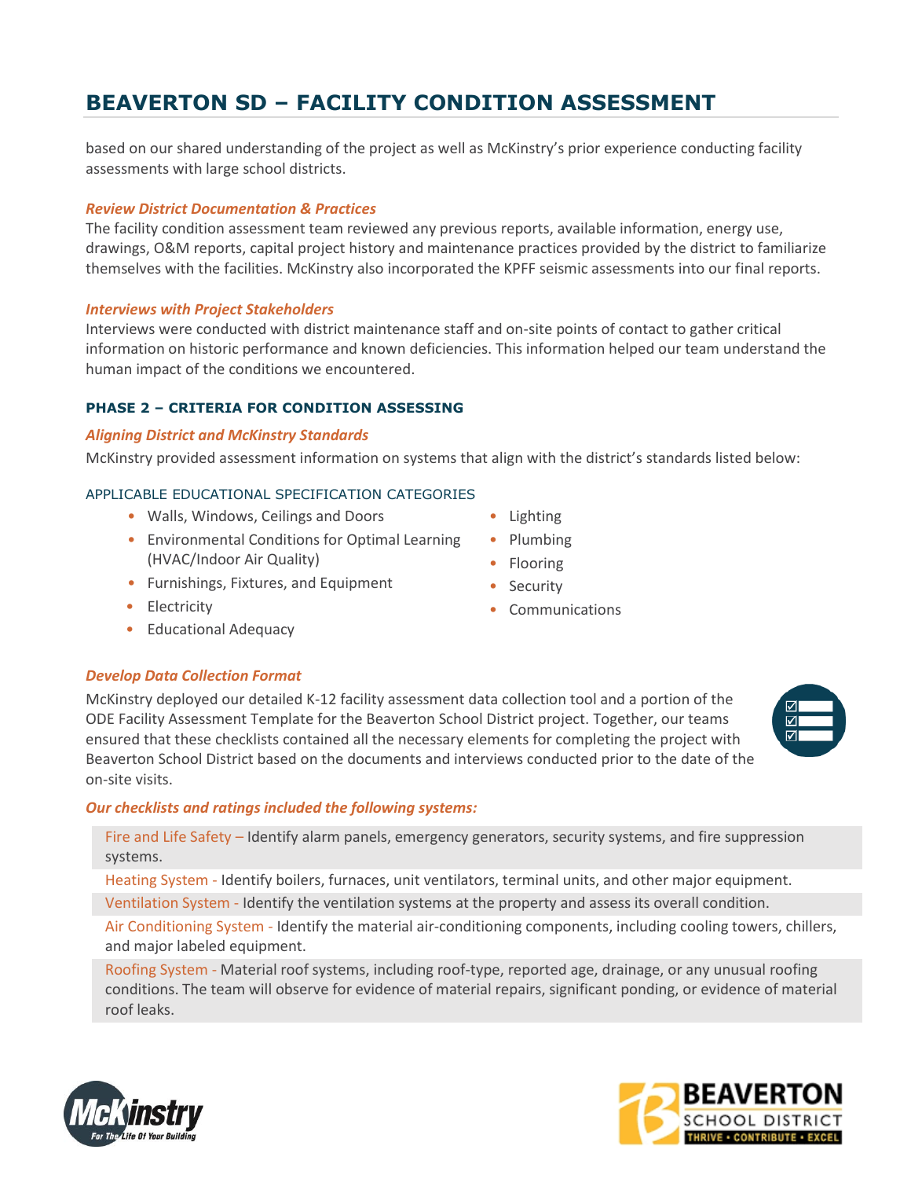based on our shared understanding of the project as well as McKinstry's prior experience conducting facility assessments with large school districts.

***Review District Documentation & Practices***

The facility condition assessment team reviewed any previous reports, available information, energy use, drawings, O&M reports, capital project history and maintenance practices provided by the district to familiarize themselves with the facilities. McKinstry also incorporated the KPFF seismic assessments into our final reports.

***Interviews with Project Stakeholders***

Interviews were conducted with district maintenance staff and on-site points of contact to gather critical information on historic performance and known deficiencies. This information helped our team understand the human impact of the conditions we encountered.

#### PHASE 2 – CRITERIA FOR CONDITION ASSESSING

***Aligning District and McKinstry Standards***

McKinstry provided assessment information on systems that align with the district's standards listed below:

APPLICABLE EDUCATIONAL SPECIFICATION CATEGORIES

- Walls, Windows, Ceilings and Doors
- Environmental Conditions for Optimal Learning (HVAC/Indoor Air Quality)
- Furnishings, Fixtures, and Equipment
- Electricity
- Educational Adequacy
- Lighting
- Plumbing
- Flooring
- Security
- Communications

***Develop Data Collection Format***

McKinstry deployed our detailed K-12 facility assessment data collection tool and a portion of the ODE Facility Assessment Template for the Beaverton School District project. Together, our teams ensured that these checklists contained all the necessary elements for completing the project with Beaverton School District based on the documents and interviews conducted prior to the date of the on-site visits.

***Our checklists and ratings included the following systems:***

Fire and Life Safety – Identify alarm panels, emergency generators, security systems, and fire suppression systems.

Heating System - Identify boilers, furnaces, unit ventilators, terminal units, and other major equipment.

Ventilation System - Identify the ventilation systems at the property and assess its overall condition.

Air Conditioning System - Identify the material air-conditioning components, including cooling towers, chillers, and major labeled equipment.

Roofing System - Material roof systems, including roof-type, reported age, drainage, or any unusual roofing conditions. The team will observe for evidence of material repairs, significant ponding, or evidence of material roof leaks.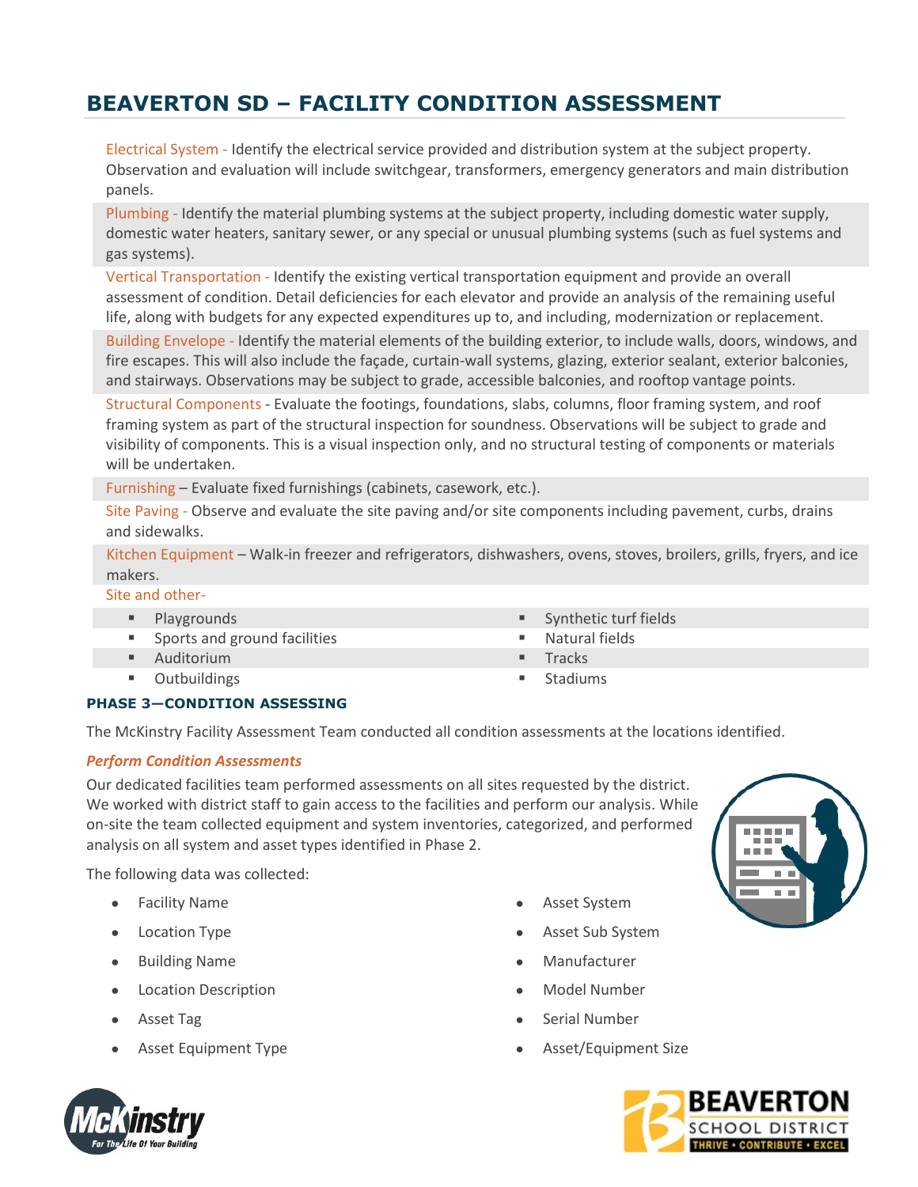# BEAVERTON SD – FACILITY CONDITION ASSESSMENT

Electrical System - Identify the electrical service provided and distribution system at the subject property. Observation and evaluation will include switchgear, transformers, emergency generators and main distribution panels.

Plumbing - Identify the material plumbing systems at the subject property, including domestic water supply, domestic water heaters, sanitary sewer, or any special or unusual plumbing systems (such as fuel systems and gas systems).

Vertical Transportation - Identify the existing vertical transportation equipment and provide an overall assessment of condition. Detail deficiencies for each elevator and provide an analysis of the remaining useful life, along with budgets for any expected expenditures up to, and including, modernization or replacement.

Building Envelope - Identify the material elements of the building exterior, to include walls, doors, windows, and fire escapes. This will also include the façade, curtain-wall systems, glazing, exterior sealant, exterior balconies, and stairways. Observations may be subject to grade, accessible balconies, and rooftop vantage points.

Structural Components - Evaluate the footings, foundations, slabs, columns, floor framing system, and roof framing system as part of the structural inspection for soundness. Observations will be subject to grade and visibility of components. This is a visual inspection only, and no structural testing of components or materials will be undertaken.

Furnishing – Evaluate fixed furnishings (cabinets, casework, etc.).

Site Paving - Observe and evaluate the site paving and/or site components including pavement, curbs, drains and sidewalks.

Kitchen Equipment – Walk-in freezer and refrigerators, dishwashers, ovens, stoves, broilers, grills, fryers, and ice makers.

Site and other-

- Playgrounds
- Sports and ground facilities
- Auditorium
- Outbuildings
- Synthetic turf fields
- Natural fields
- Tracks
- Stadiums

### PHASE 3—CONDITION ASSESSING

The McKinstry Facility Assessment Team conducted all condition assessments at the locations identified.

***Perform Condition Assessments***

Our dedicated facilities team performed assessments on all sites requested by the district. We worked with district staff to gain access to the facilities and perform our analysis. While on-site the team collected equipment and system inventories, categorized, and performed analysis on all system and asset types identified in Phase 2.

The following data was collected:

- Facility Name
- Location Type
- Building Name
- Location Description
- Asset Tag
- Asset Equipment Type
- Asset System
- Asset Sub System
- Manufacturer
- Model Number
- Serial Number
- Asset/Equipment Size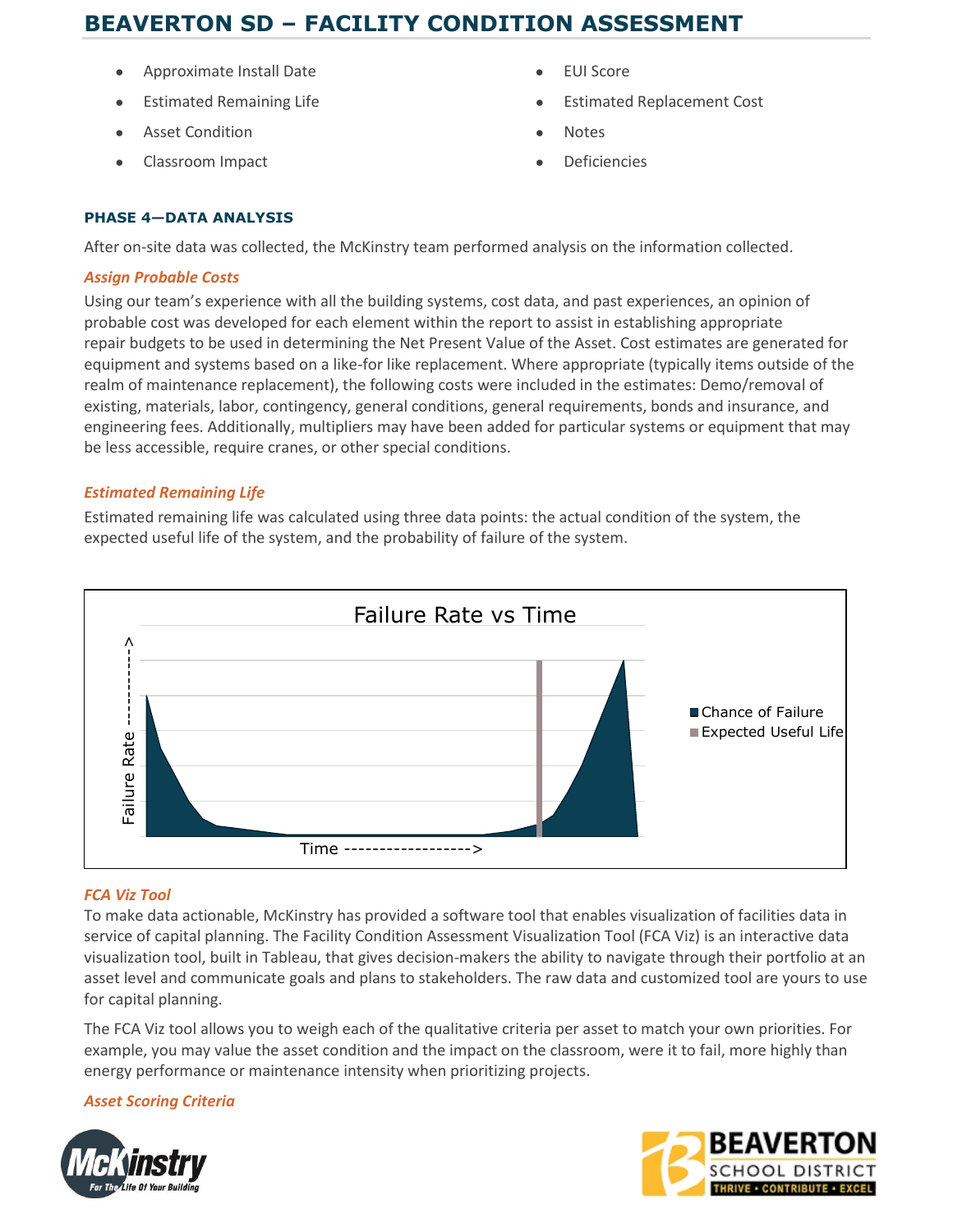- Approximate Install Date
- Estimated Remaining Life
- Asset Condition
- Classroom Impact
- EUI Score
- Estimated Replacement Cost
- Notes
- Deficiencies

### PHASE 4—DATA ANALYSIS

After on-site data was collected, the McKinstry team performed analysis on the information collected.

#### *Assign Probable Costs*

Using our team's experience with all the building systems, cost data, and past experiences, an opinion of probable cost was developed for each element within the report to assist in establishing appropriate repair budgets to be used in determining the Net Present Value of the Asset. Cost estimates are generated for equipment and systems based on a like-for like replacement. Where appropriate (typically items outside of the realm of maintenance replacement), the following costs were included in the estimates: Demo/removal of existing, materials, labor, contingency, general conditions, general requirements, bonds and insurance, and engineering fees. Additionally, multipliers may have been added for particular systems or equipment that may be less accessible, require cranes, or other special conditions.

#### *Estimated Remaining Life*

Estimated remaining life was calculated using three data points: the actual condition of the system, the expected useful life of the system, and the probability of failure of the system.

Failure Rate vs Time

#### *FCA Viz Tool*

To make data actionable, McKinstry has provided a software tool that enables visualization of facilities data in service of capital planning. The Facility Condition Assessment Visualization Tool (FCA Viz) is an interactive data visualization tool, built in Tableau, that gives decision-makers the ability to navigate through their portfolio at an asset level and communicate goals and plans to stakeholders. The raw data and customized tool are yours to use for capital planning.

The FCA Viz tool allows you to weigh each of the qualitative criteria per asset to match your own priorities. For example, you may value the asset condition and the impact on the classroom, were it to fail, more highly than energy performance or maintenance intensity when prioritizing projects.

#### *Asset Scoring Criteria*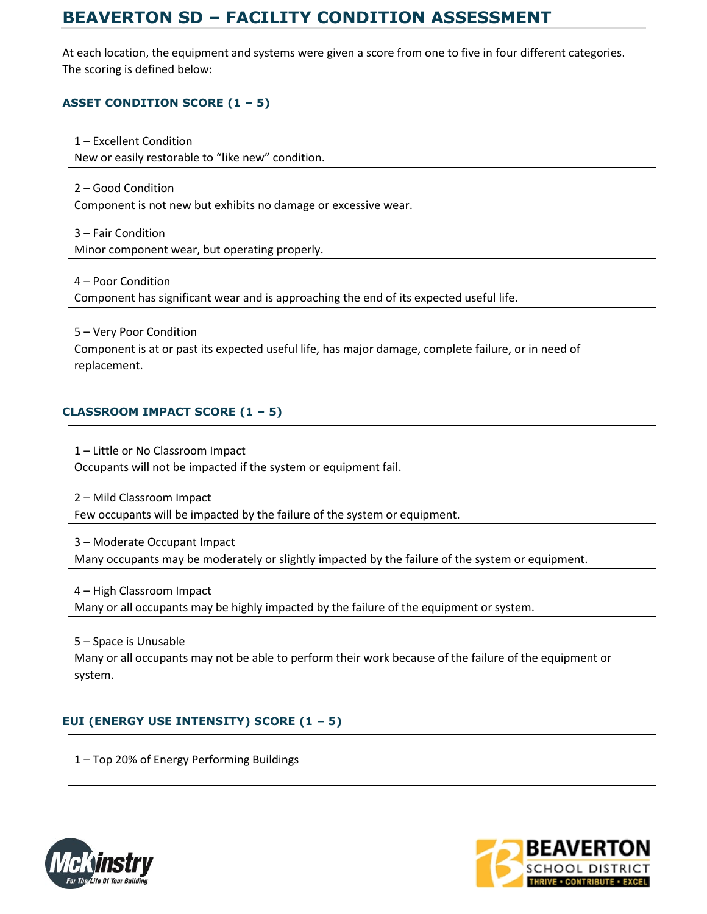# BEAVERTON SD – FACILITY CONDITION ASSESSMENT

At each location, the equipment and systems were given a score from one to five in four different categories. The scoring is defined below:

### ASSET CONDITION SCORE (1 – 5)

| |
|---|
| 1 – Excellent Condition<br>New or easily restorable to "like new" condition. |
| 2 – Good Condition<br>Component is not new but exhibits no damage or excessive wear. |
| 3 – Fair Condition<br>Minor component wear, but operating properly. |
| 4 – Poor Condition<br>Component has significant wear and is approaching the end of its expected useful life. |
| 5 – Very Poor Condition<br>Component is at or past its expected useful life, has major damage, complete failure, or in need of replacement. |

### CLASSROOM IMPACT SCORE (1 – 5)

| |
|---|
| 1 – Little or No Classroom Impact<br>Occupants will not be impacted if the system or equipment fail. |
| 2 – Mild Classroom Impact<br>Few occupants will be impacted by the failure of the system or equipment. |
| 3 – Moderate Occupant Impact<br>Many occupants may be moderately or slightly impacted by the failure of the system or equipment. |
| 4 – High Classroom Impact<br>Many or all occupants may be highly impacted by the failure of the equipment or system. |
| 5 – Space is Unusable<br>Many or all occupants may not be able to perform their work because of the failure of the equipment or system. |

### EUI (ENERGY USE INTENSITY) SCORE (1 – 5)

| |
|---|
| 1 – Top 20% of Energy Performing Buildings |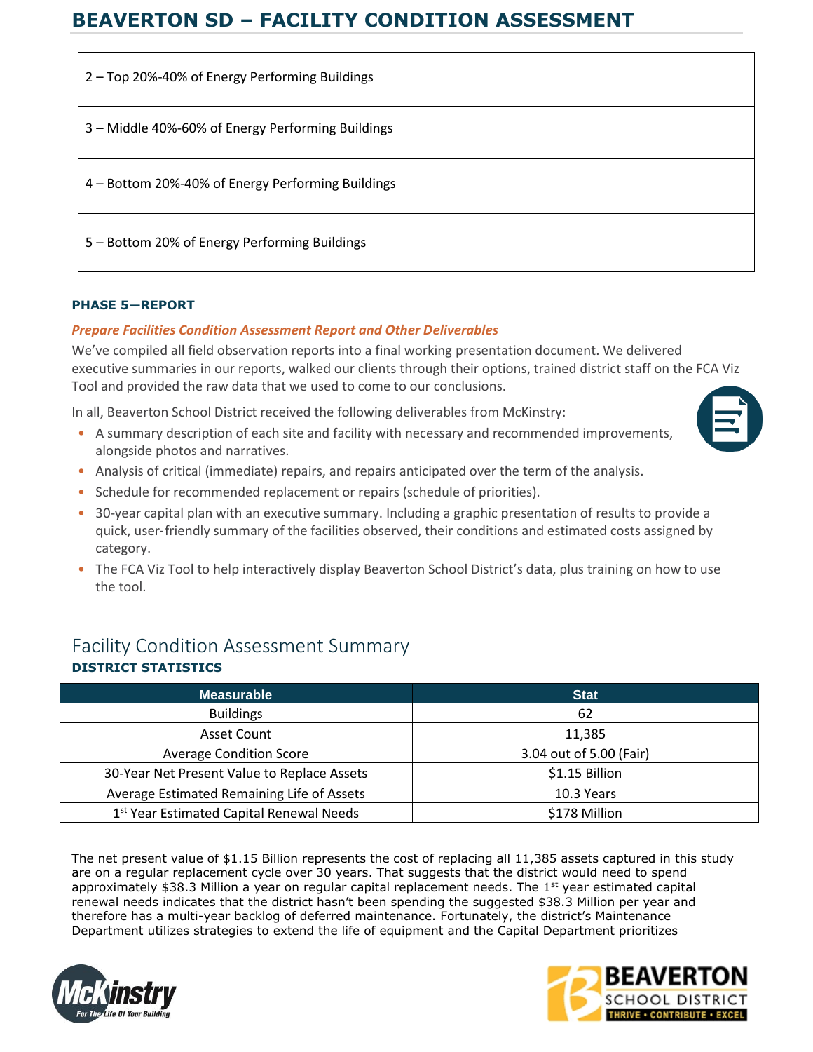| |
|---|
| 2 – Top 20%-40% of Energy Performing Buildings |
| 3 – Middle 40%-60% of Energy Performing Buildings |
| 4 – Bottom 20%-40% of Energy Performing Buildings |
| 5 – Bottom 20% of Energy Performing Buildings |

#### PHASE 5—REPORT

***Prepare Facilities Condition Assessment Report and Other Deliverables***

We've compiled all field observation reports into a final working presentation document. We delivered executive summaries in our reports, walked our clients through their options, trained district staff on the FCA Viz Tool and provided the raw data that we used to come to our conclusions.

In all, Beaverton School District received the following deliverables from McKinstry:

- A summary description of each site and facility with necessary and recommended improvements, alongside photos and narratives.
- Analysis of critical (immediate) repairs, and repairs anticipated over the term of the analysis.
- Schedule for recommended replacement or repairs (schedule of priorities).
- 30-year capital plan with an executive summary. Including a graphic presentation of results to provide a quick, user-friendly summary of the facilities observed, their conditions and estimated costs assigned by category.
- The FCA Viz Tool to help interactively display Beaverton School District's data, plus training on how to use the tool.

## Facility Condition Assessment Summary

#### DISTRICT STATISTICS

| Measurable | Stat |
|---|---|
| Buildings | 62 |
| Asset Count | 11,385 |
| Average Condition Score | 3.04 out of 5.00 (Fair) |
| 30-Year Net Present Value to Replace Assets | $1.15 Billion |
| Average Estimated Remaining Life of Assets | 10.3 Years |
| 1st Year Estimated Capital Renewal Needs | $178 Million |

The net present value of $1.15 Billion represents the cost of replacing all 11,385 assets captured in this study are on a regular replacement cycle over 30 years. That suggests that the district would need to spend approximately $38.3 Million a year on regular capital replacement needs. The 1st year estimated capital renewal needs indicates that the district hasn't been spending the suggested $38.3 Million per year and therefore has a multi-year backlog of deferred maintenance. Fortunately, the district's Maintenance Department utilizes strategies to extend the life of equipment and the Capital Department prioritizes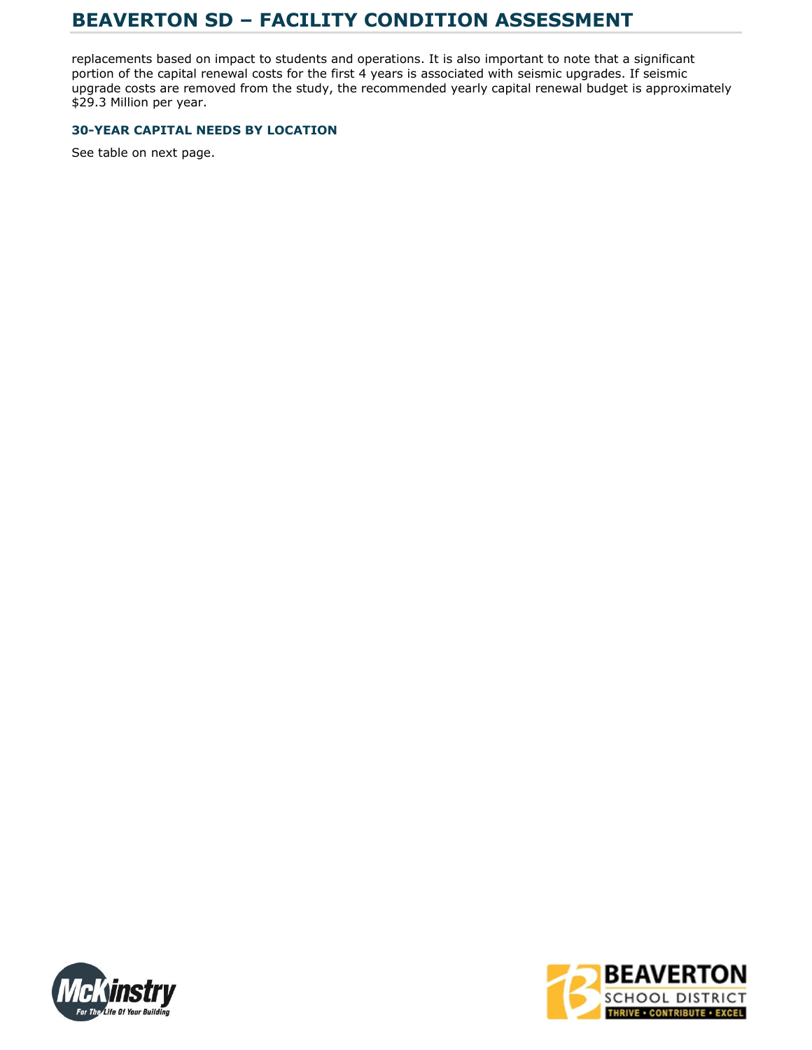replacements based on impact to students and operations. It is also important to note that a significant portion of the capital renewal costs for the first 4 years is associated with seismic upgrades. If seismic upgrade costs are removed from the study, the recommended yearly capital renewal budget is approximately $29.3 Million per year.

### 30-YEAR CAPITAL NEEDS BY LOCATION

See table on next page.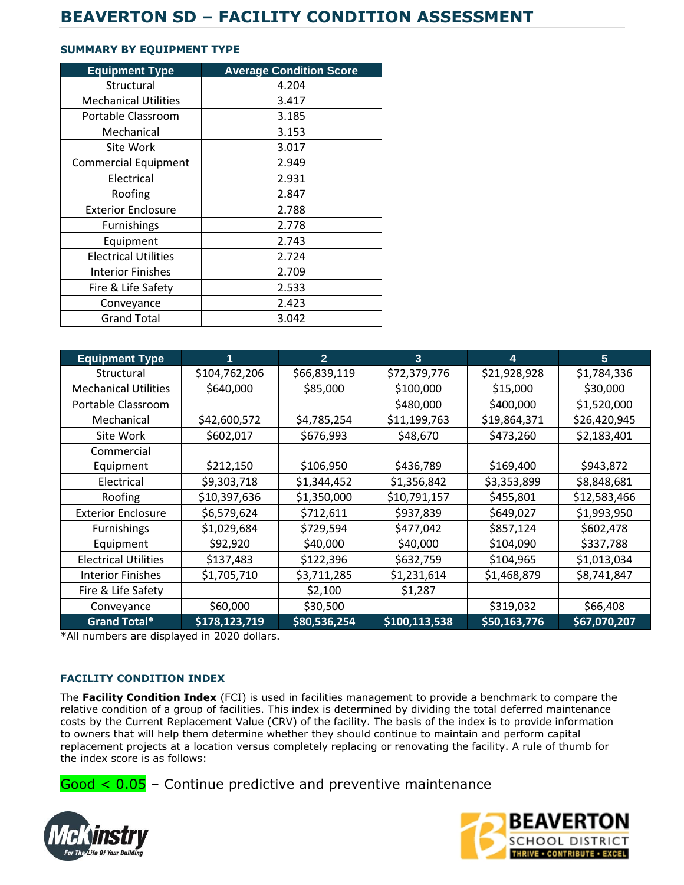# BEAVERTON SD – FACILITY CONDITION ASSESSMENT

### SUMMARY BY EQUIPMENT TYPE

| Equipment Type | Average Condition Score |
|---|---|
| Structural | 4.204 |
| Mechanical Utilities | 3.417 |
| Portable Classroom | 3.185 |
| Mechanical | 3.153 |
| Site Work | 3.017 |
| Commercial Equipment | 2.949 |
| Electrical | 2.931 |
| Roofing | 2.847 |
| Exterior Enclosure | 2.788 |
| Furnishings | 2.778 |
| Equipment | 2.743 |
| Electrical Utilities | 2.724 |
| Interior Finishes | 2.709 |
| Fire & Life Safety | 2.533 |
| Conveyance | 2.423 |
| Grand Total | 3.042 |

| Equipment Type | 1 | 2 | 3 | 4 | 5 |
|---|---|---|---|---|---|
| Structural | $104,762,206 | $66,839,119 | $72,379,776 | $21,928,928 | $1,784,336 |
| Mechanical Utilities | $640,000 | $85,000 | $100,000 | $15,000 | $30,000 |
| Portable Classroom | | | $480,000 | $400,000 | $1,520,000 |
| Mechanical | $42,600,572 | $4,785,254 | $11,199,763 | $19,864,371 | $26,420,945 |
| Site Work | $602,017 | $676,993 | $48,670 | $473,260 | $2,183,401 |
| Commercial Equipment | $212,150 | $106,950 | $436,789 | $169,400 | $943,872 |
| Electrical | $9,303,718 | $1,344,452 | $1,356,842 | $3,353,899 | $8,848,681 |
| Roofing | $10,397,636 | $1,350,000 | $10,791,157 | $455,801 | $12,583,466 |
| Exterior Enclosure | $6,579,624 | $712,611 | $937,839 | $649,027 | $1,993,950 |
| Furnishings | $1,029,684 | $729,594 | $477,042 | $857,124 | $602,478 |
| Equipment | $92,920 | $40,000 | $40,000 | $104,090 | $337,788 |
| Electrical Utilities | $137,483 | $122,396 | $632,759 | $104,965 | $1,013,034 |
| Interior Finishes | $1,705,710 | $3,711,285 | $1,231,614 | $1,468,879 | $8,741,847 |
| Fire & Life Safety | | $2,100 | $1,287 | | |
| Conveyance | $60,000 | $30,500 | | $319,032 | $66,408 |
| **Grand Total*** | **$178,123,719** | **$80,536,254** | **$100,113,538** | **$50,163,776** | **$67,070,207** |

*All numbers are displayed in 2020 dollars.

### FACILITY CONDITION INDEX

The **Facility Condition Index** (FCI) is used in facilities management to provide a benchmark to compare the relative condition of a group of facilities. This index is determined by dividing the total deferred maintenance costs by the Current Replacement Value (CRV) of the facility. The basis of the index is to provide information to owners that will help them determine whether they should continue to maintain and perform capital replacement projects at a location versus completely replacing or renovating the facility. A rule of thumb for the index score is as follows:

Good < 0.05 – Continue predictive and preventive maintenance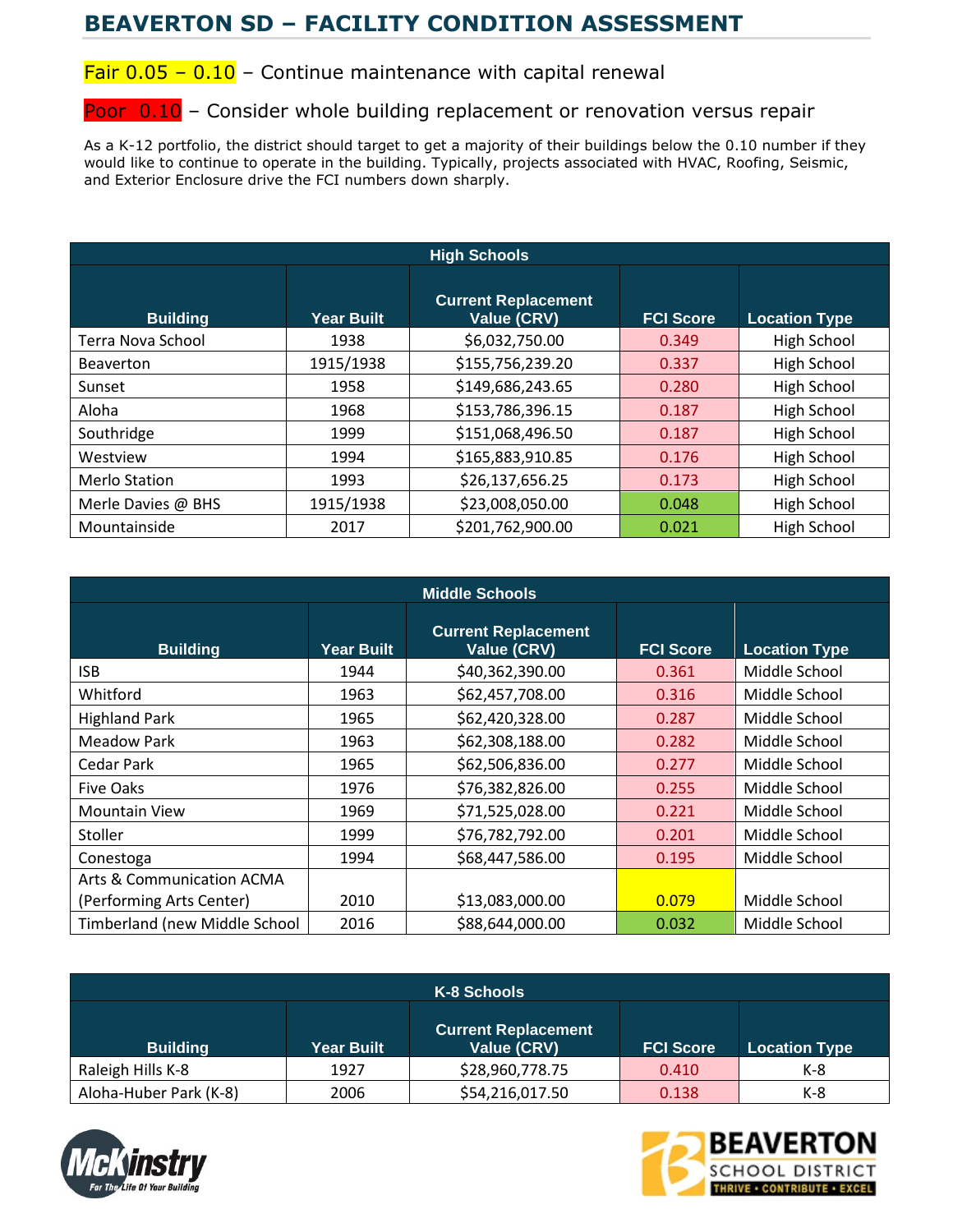# BEAVERTON SD – FACILITY CONDITION ASSESSMENT

Fair 0.05 – 0.10 – Continue maintenance with capital renewal

Poor 0.10 – Consider whole building replacement or renovation versus repair

As a K-12 portfolio, the district should target to get a majority of their buildings below the 0.10 number if they would like to continue to operate in the building. Typically, projects associated with HVAC, Roofing, Seismic, and Exterior Enclosure drive the FCI numbers down sharply.

| High Schools | | | | |
|---|---|---|---|---|
| **Building** | **Year Built** | **Current Replacement Value (CRV)** | **FCI Score** | **Location Type** |
| Terra Nova School | 1938 | $6,032,750.00 | 0.349 | High School |
| Beaverton | 1915/1938 | $155,756,239.20 | 0.337 | High School |
| Sunset | 1958 | $149,686,243.65 | 0.280 | High School |
| Aloha | 1968 | $153,786,396.15 | 0.187 | High School |
| Southridge | 1999 | $151,068,496.50 | 0.187 | High School |
| Westview | 1994 | $165,883,910.85 | 0.176 | High School |
| Merlo Station | 1993 | $26,137,656.25 | 0.173 | High School |
| Merle Davies @ BHS | 1915/1938 | $23,008,050.00 | 0.048 | High School |
| Mountainside | 2017 | $201,762,900.00 | 0.021 | High School |

| Middle Schools | | | | |
|---|---|---|---|---|
| **Building** | **Year Built** | **Current Replacement Value (CRV)** | **FCI Score** | **Location Type** |
| ISB | 1944 | $40,362,390.00 | 0.361 | Middle School |
| Whitford | 1963 | $62,457,708.00 | 0.316 | Middle School |
| Highland Park | 1965 | $62,420,328.00 | 0.287 | Middle School |
| Meadow Park | 1963 | $62,308,188.00 | 0.282 | Middle School |
| Cedar Park | 1965 | $62,506,836.00 | 0.277 | Middle School |
| Five Oaks | 1976 | $76,382,826.00 | 0.255 | Middle School |
| Mountain View | 1969 | $71,525,028.00 | 0.221 | Middle School |
| Stoller | 1999 | $76,782,792.00 | 0.201 | Middle School |
| Conestoga | 1994 | $68,447,586.00 | 0.195 | Middle School |
| Arts & Communication ACMA (Performing Arts Center) | 2010 | $13,083,000.00 | 0.079 | Middle School |
| Timberland (new Middle School | 2016 | $88,644,000.00 | 0.032 | Middle School |

| K-8 Schools | | | | |
|---|---|---|---|---|
| **Building** | **Year Built** | **Current Replacement Value (CRV)** | **FCI Score** | **Location Type** |
| Raleigh Hills K-8 | 1927 | $28,960,778.75 | 0.410 | K-8 |
| Aloha-Huber Park (K-8) | 2006 | $54,216,017.50 | 0.138 | K-8 |

McKinstry — For The Life Of Your Building

BEAVERTON SCHOOL DISTRICT — THRIVE • CONTRIBUTE • EXCEL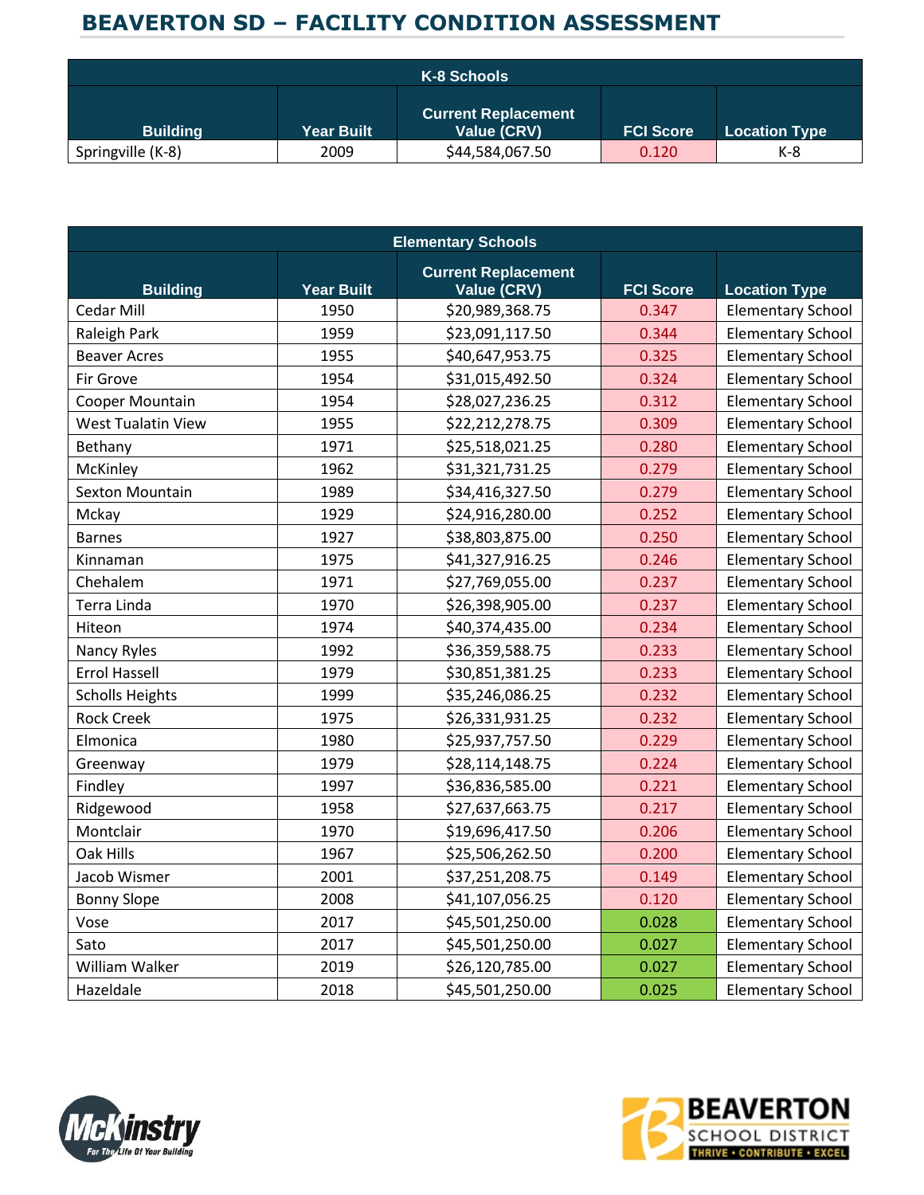# BEAVERTON SD – FACILITY CONDITION ASSESSMENT

| K-8 Schools | | | | |
|---|---|---|---|---|
| **Building** | **Year Built** | **Current Replacement Value (CRV)** | **FCI Score** | **Location Type** |
| Springville (K-8) | 2009 | $44,584,067.50 | 0.120 | K-8 |

| Elementary Schools | | | | |
|---|---|---|---|---|
| **Building** | **Year Built** | **Current Replacement Value (CRV)** | **FCI Score** | **Location Type** |
| Cedar Mill | 1950 | $20,989,368.75 | 0.347 | Elementary School |
| Raleigh Park | 1959 | $23,091,117.50 | 0.344 | Elementary School |
| Beaver Acres | 1955 | $40,647,953.75 | 0.325 | Elementary School |
| Fir Grove | 1954 | $31,015,492.50 | 0.324 | Elementary School |
| Cooper Mountain | 1954 | $28,027,236.25 | 0.312 | Elementary School |
| West Tualatin View | 1955 | $22,212,278.75 | 0.309 | Elementary School |
| Bethany | 1971 | $25,518,021.25 | 0.280 | Elementary School |
| McKinley | 1962 | $31,321,731.25 | 0.279 | Elementary School |
| Sexton Mountain | 1989 | $34,416,327.50 | 0.279 | Elementary School |
| Mckay | 1929 | $24,916,280.00 | 0.252 | Elementary School |
| Barnes | 1927 | $38,803,875.00 | 0.250 | Elementary School |
| Kinnaman | 1975 | $41,327,916.25 | 0.246 | Elementary School |
| Chehalem | 1971 | $27,769,055.00 | 0.237 | Elementary School |
| Terra Linda | 1970 | $26,398,905.00 | 0.237 | Elementary School |
| Hiteon | 1974 | $40,374,435.00 | 0.234 | Elementary School |
| Nancy Ryles | 1992 | $36,359,588.75 | 0.233 | Elementary School |
| Errol Hassell | 1979 | $30,851,381.25 | 0.233 | Elementary School |
| Scholls Heights | 1999 | $35,246,086.25 | 0.232 | Elementary School |
| Rock Creek | 1975 | $26,331,931.25 | 0.232 | Elementary School |
| Elmonica | 1980 | $25,937,757.50 | 0.229 | Elementary School |
| Greenway | 1979 | $28,114,148.75 | 0.224 | Elementary School |
| Findley | 1997 | $36,836,585.00 | 0.221 | Elementary School |
| Ridgewood | 1958 | $27,637,663.75 | 0.217 | Elementary School |
| Montclair | 1970 | $19,696,417.50 | 0.206 | Elementary School |
| Oak Hills | 1967 | $25,506,262.50 | 0.200 | Elementary School |
| Jacob Wismer | 2001 | $37,251,208.75 | 0.149 | Elementary School |
| Bonny Slope | 2008 | $41,107,056.25 | 0.120 | Elementary School |
| Vose | 2017 | $45,501,250.00 | 0.028 | Elementary School |
| Sato | 2017 | $45,501,250.00 | 0.027 | Elementary School |
| William Walker | 2019 | $26,120,785.00 | 0.027 | Elementary School |
| Hazeldale | 2018 | $45,501,250.00 | 0.025 | Elementary School |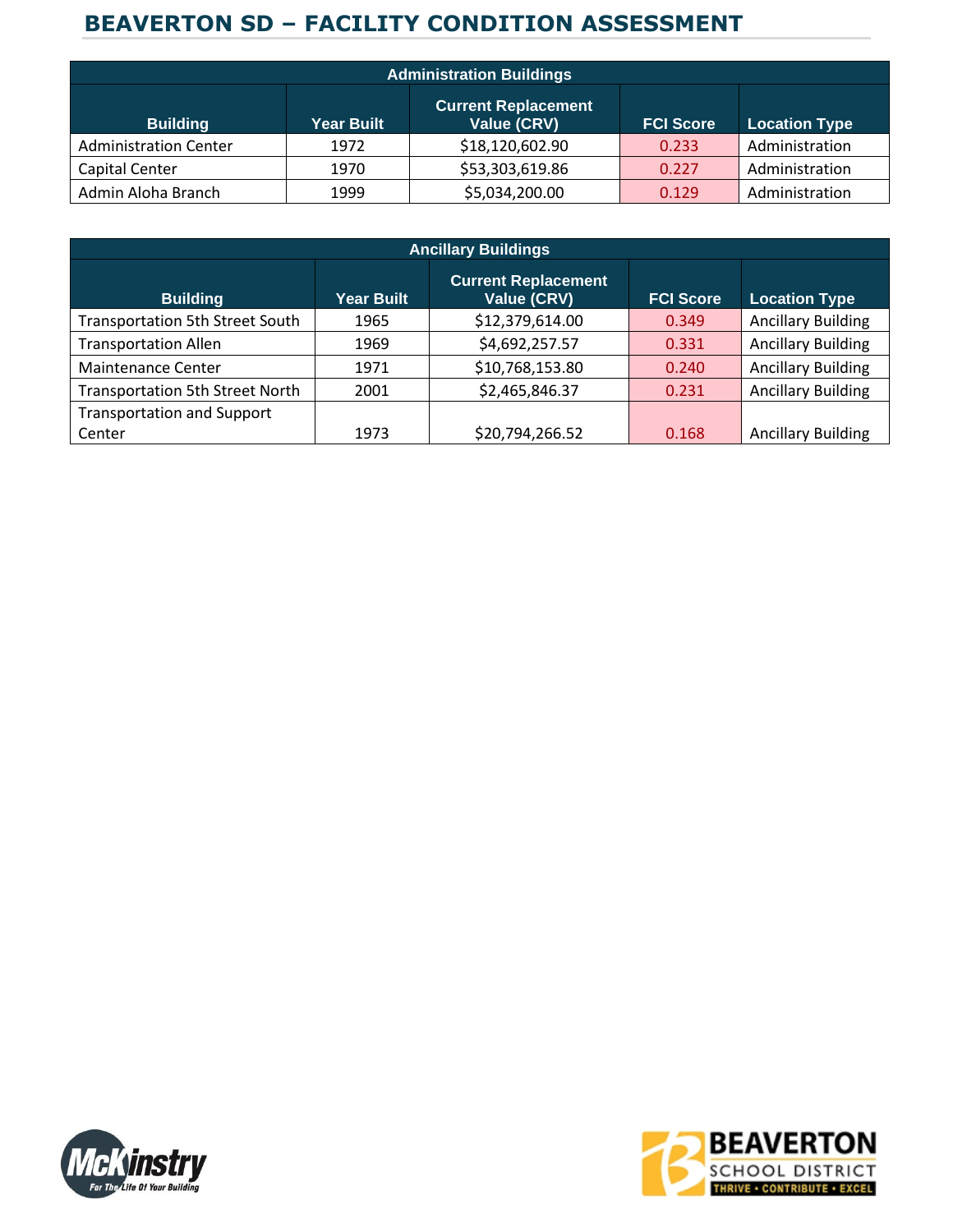## BEAVERTON SD – FACILITY CONDITION ASSESSMENT

| Administration Buildings | | | | |
|---|---|---|---|---|
| **Building** | **Year Built** | **Current Replacement Value (CRV)** | **FCI Score** | **Location Type** |
| Administration Center | 1972 | $18,120,602.90 | 0.233 | Administration |
| Capital Center | 1970 | $53,303,619.86 | 0.227 | Administration |
| Admin Aloha Branch | 1999 | $5,034,200.00 | 0.129 | Administration |

| Ancillary Buildings | | | | |
|---|---|---|---|---|
| **Building** | **Year Built** | **Current Replacement Value (CRV)** | **FCI Score** | **Location Type** |
| Transportation 5th Street South | 1965 | $12,379,614.00 | 0.349 | Ancillary Building |
| Transportation Allen | 1969 | $4,692,257.57 | 0.331 | Ancillary Building |
| Maintenance Center | 1971 | $10,768,153.80 | 0.240 | Ancillary Building |
| Transportation 5th Street North | 2001 | $2,465,846.37 | 0.231 | Ancillary Building |
| Transportation and Support Center | 1973 | $20,794,266.52 | 0.168 | Ancillary Building |